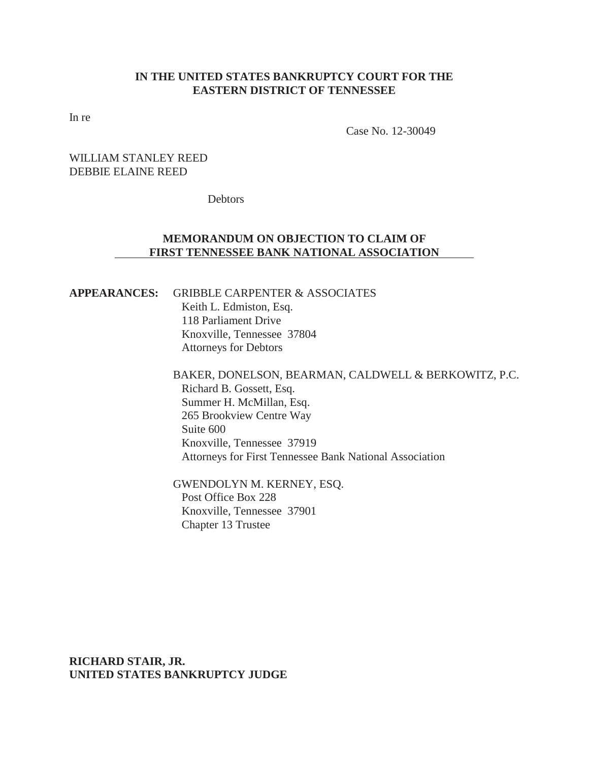**IN THE UNITED STATES BANKRUPTCY COURT FOR THE EASTERN DISTRICT OF TENNESSEE**

In re

Case No. 12-30049

WILLIAM STANLEY REED
DEBBIE ELAINE REED

Debtors

**MEMORANDUM ON OBJECTION TO CLAIM OF FIRST TENNESSEE BANK NATIONAL ASSOCIATION**

**APPEARANCES:** GRIBBLE CARPENTER & ASSOCIATES
Keith L. Edmiston, Esq.
118 Parliament Drive
Knoxville, Tennessee 37804
Attorneys for Debtors

BAKER, DONELSON, BEARMAN, CALDWELL & BERKOWITZ, P.C.
Richard B. Gossett, Esq.
Summer H. McMillan, Esq.
265 Brookview Centre Way
Suite 600
Knoxville, Tennessee 37919
Attorneys for First Tennessee Bank National Association

GWENDOLYN M. KERNEY, ESQ.
Post Office Box 228
Knoxville, Tennessee 37901
Chapter 13 Trustee

**RICHARD STAIR, JR.**
**UNITED STATES BANKRUPTCY JUDGE**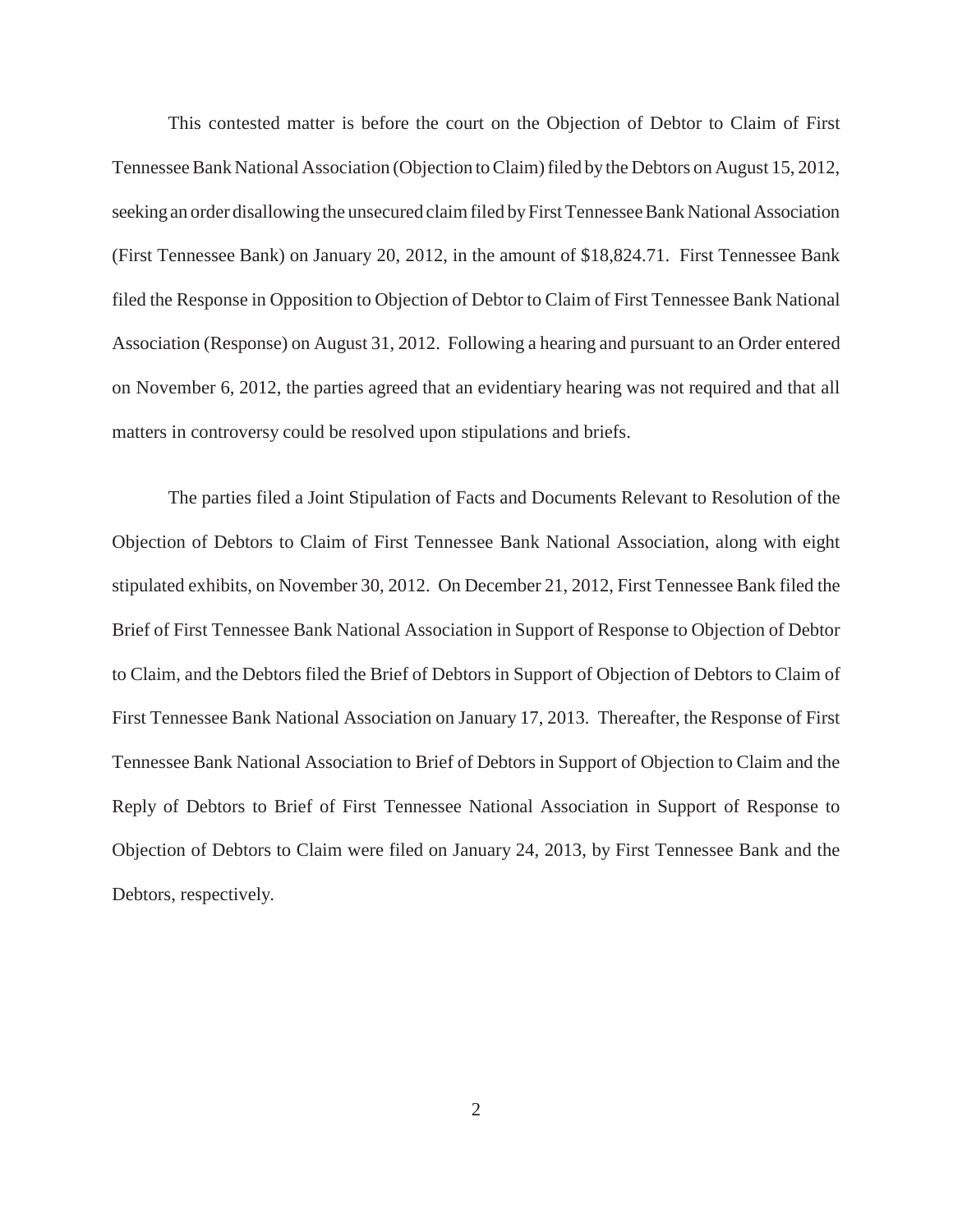This contested matter is before the court on the Objection of Debtor to Claim of First Tennessee Bank National Association (Objection to Claim) filed by the Debtors on August 15, 2012, seeking an order disallowing the unsecured claim filed by First Tennessee Bank National Association (First Tennessee Bank) on January 20, 2012, in the amount of $18,824.71. First Tennessee Bank filed the Response in Opposition to Objection of Debtor to Claim of First Tennessee Bank National Association (Response) on August 31, 2012. Following a hearing and pursuant to an Order entered on November 6, 2012, the parties agreed that an evidentiary hearing was not required and that all matters in controversy could be resolved upon stipulations and briefs.

The parties filed a Joint Stipulation of Facts and Documents Relevant to Resolution of the Objection of Debtors to Claim of First Tennessee Bank National Association, along with eight stipulated exhibits, on November 30, 2012. On December 21, 2012, First Tennessee Bank filed the Brief of First Tennessee Bank National Association in Support of Response to Objection of Debtor to Claim, and the Debtors filed the Brief of Debtors in Support of Objection of Debtors to Claim of First Tennessee Bank National Association on January 17, 2013. Thereafter, the Response of First Tennessee Bank National Association to Brief of Debtors in Support of Objection to Claim and the Reply of Debtors to Brief of First Tennessee National Association in Support of Response to Objection of Debtors to Claim were filed on January 24, 2013, by First Tennessee Bank and the Debtors, respectively.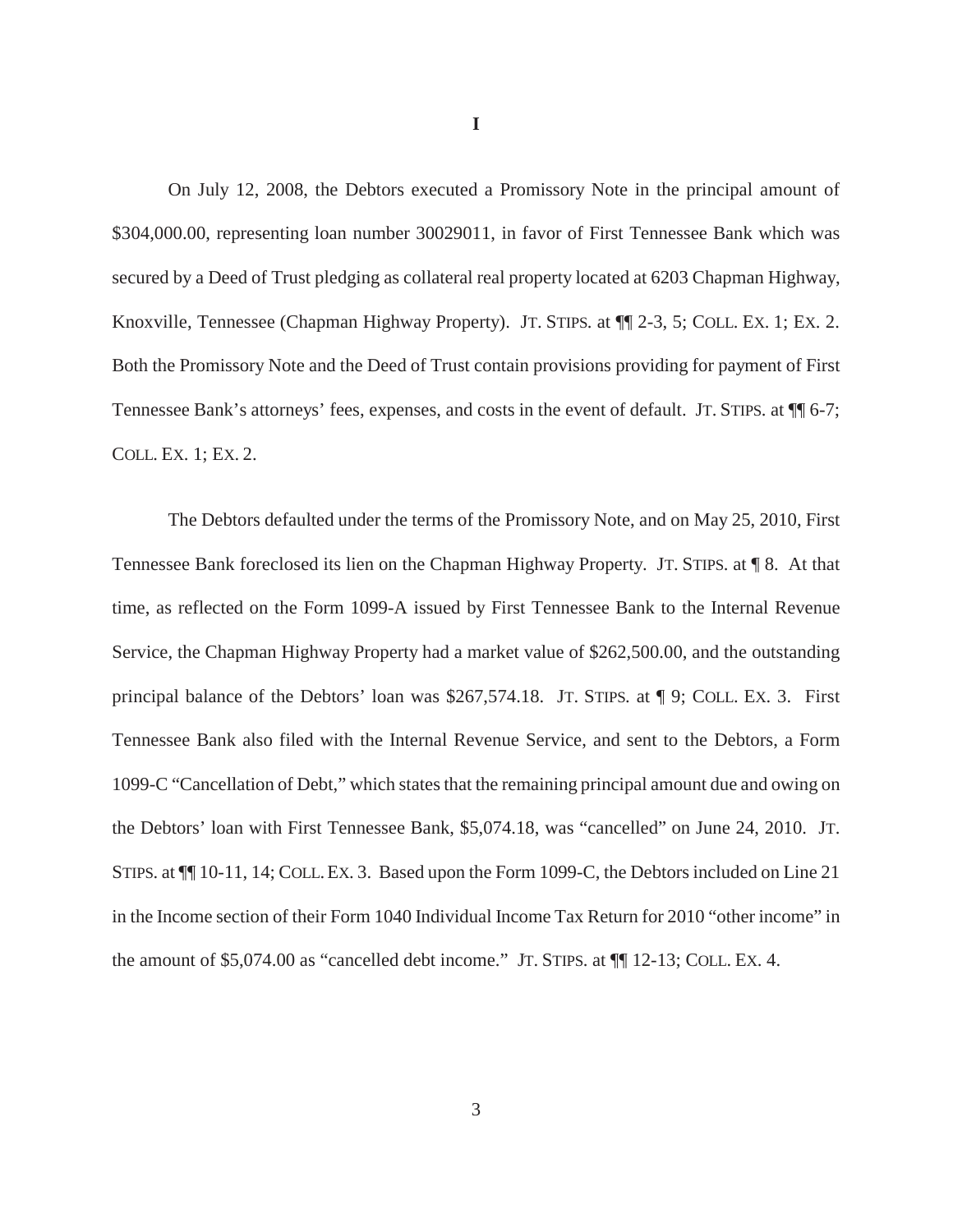# I

On July 12, 2008, the Debtors executed a Promissory Note in the principal amount of $304,000.00, representing loan number 30029011, in favor of First Tennessee Bank which was secured by a Deed of Trust pledging as collateral real property located at 6203 Chapman Highway, Knoxville, Tennessee (Chapman Highway Property). JT. STIPS. at ¶¶ 2-3, 5; COLL. EX. 1; EX. 2. Both the Promissory Note and the Deed of Trust contain provisions providing for payment of First Tennessee Bank's attorneys' fees, expenses, and costs in the event of default. JT. STIPS. at ¶¶ 6-7; COLL. EX. 1; EX. 2.

The Debtors defaulted under the terms of the Promissory Note, and on May 25, 2010, First Tennessee Bank foreclosed its lien on the Chapman Highway Property. JT. STIPS. at ¶ 8. At that time, as reflected on the Form 1099-A issued by First Tennessee Bank to the Internal Revenue Service, the Chapman Highway Property had a market value of $262,500.00, and the outstanding principal balance of the Debtors' loan was $267,574.18. JT. STIPS. at ¶ 9; COLL. EX. 3. First Tennessee Bank also filed with the Internal Revenue Service, and sent to the Debtors, a Form 1099-C "Cancellation of Debt," which states that the remaining principal amount due and owing on the Debtors' loan with First Tennessee Bank, $5,074.18, was "cancelled" on June 24, 2010. JT. STIPS. at ¶¶ 10-11, 14; COLL. EX. 3. Based upon the Form 1099-C, the Debtors included on Line 21 in the Income section of their Form 1040 Individual Income Tax Return for 2010 "other income" in the amount of $5,074.00 as "cancelled debt income." JT. STIPS. at ¶¶ 12-13; COLL. EX. 4.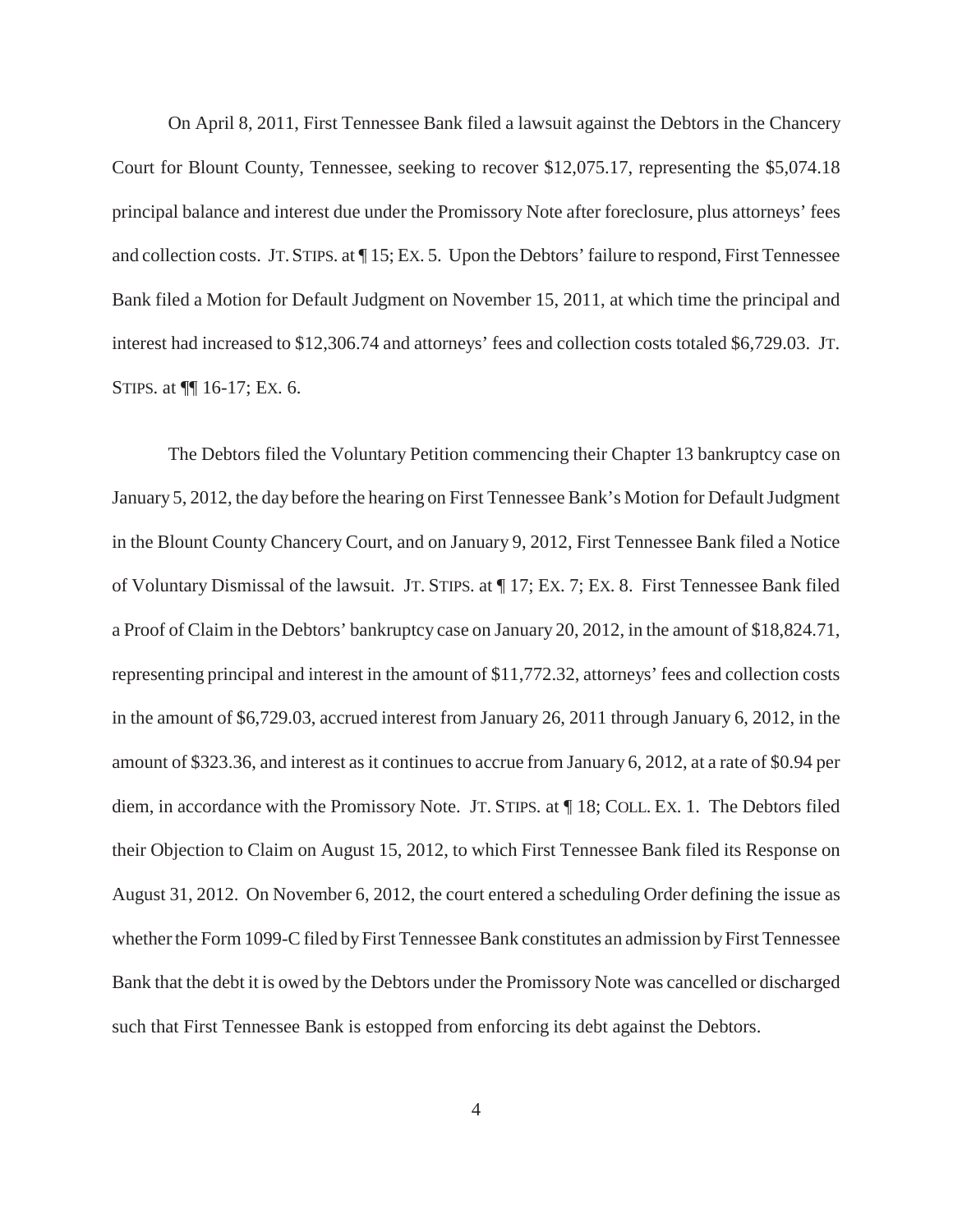On April 8, 2011, First Tennessee Bank filed a lawsuit against the Debtors in the Chancery Court for Blount County, Tennessee, seeking to recover $12,075.17, representing the $5,074.18 principal balance and interest due under the Promissory Note after foreclosure, plus attorneys' fees and collection costs. JT. STIPS. at ¶ 15; EX. 5. Upon the Debtors' failure to respond, First Tennessee Bank filed a Motion for Default Judgment on November 15, 2011, at which time the principal and interest had increased to $12,306.74 and attorneys' fees and collection costs totaled $6,729.03. JT. STIPS. at ¶¶ 16-17; EX. 6.

The Debtors filed the Voluntary Petition commencing their Chapter 13 bankruptcy case on January 5, 2012, the day before the hearing on First Tennessee Bank's Motion for Default Judgment in the Blount County Chancery Court, and on January 9, 2012, First Tennessee Bank filed a Notice of Voluntary Dismissal of the lawsuit. JT. STIPS. at ¶ 17; EX. 7; EX. 8. First Tennessee Bank filed a Proof of Claim in the Debtors' bankruptcy case on January 20, 2012, in the amount of $18,824.71, representing principal and interest in the amount of $11,772.32, attorneys' fees and collection costs in the amount of $6,729.03, accrued interest from January 26, 2011 through January 6, 2012, in the amount of $323.36, and interest as it continues to accrue from January 6, 2012, at a rate of $0.94 per diem, in accordance with the Promissory Note. JT. STIPS. at ¶ 18; COLL. EX. 1. The Debtors filed their Objection to Claim on August 15, 2012, to which First Tennessee Bank filed its Response on August 31, 2012. On November 6, 2012, the court entered a scheduling Order defining the issue as whether the Form 1099-C filed by First Tennessee Bank constitutes an admission by First Tennessee Bank that the debt it is owed by the Debtors under the Promissory Note was cancelled or discharged such that First Tennessee Bank is estopped from enforcing its debt against the Debtors.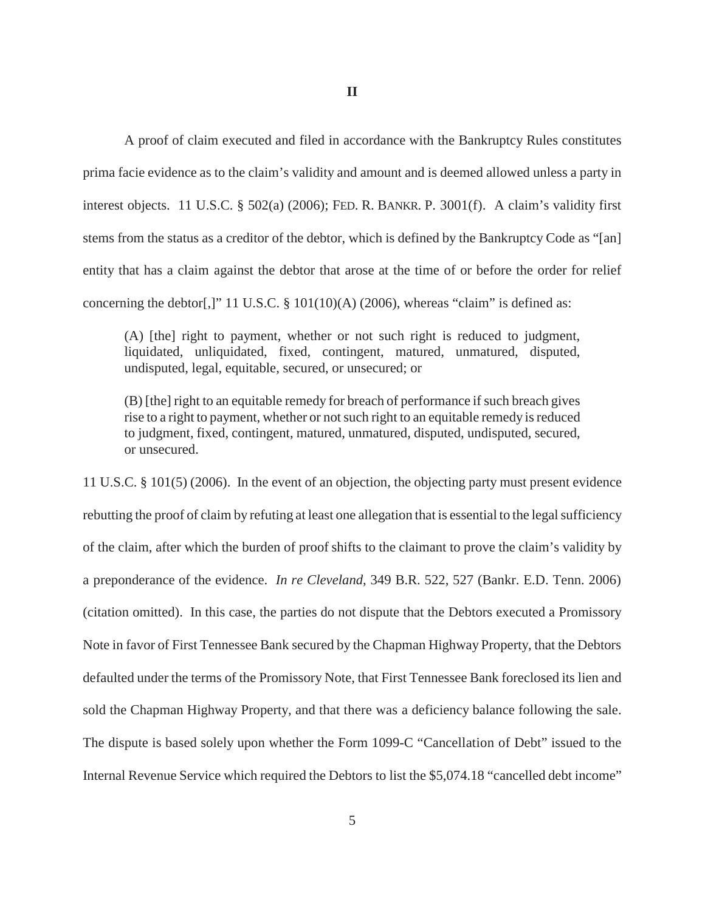## II

A proof of claim executed and filed in accordance with the Bankruptcy Rules constitutes prima facie evidence as to the claim's validity and amount and is deemed allowed unless a party in interest objects. 11 U.S.C. § 502(a) (2006); FED. R. BANKR. P. 3001(f). A claim's validity first stems from the status as a creditor of the debtor, which is defined by the Bankruptcy Code as "[an] entity that has a claim against the debtor that arose at the time of or before the order for relief concerning the debtor[,]" 11 U.S.C. § 101(10)(A) (2006), whereas "claim" is defined as:

> (A) [the] right to payment, whether or not such right is reduced to judgment, liquidated, unliquidated, fixed, contingent, matured, unmatured, disputed, undisputed, legal, equitable, secured, or unsecured; or
>
> (B) [the] right to an equitable remedy for breach of performance if such breach gives rise to a right to payment, whether or not such right to an equitable remedy is reduced to judgment, fixed, contingent, matured, unmatured, disputed, undisputed, secured, or unsecured.

11 U.S.C. § 101(5) (2006). In the event of an objection, the objecting party must present evidence rebutting the proof of claim by refuting at least one allegation that is essential to the legal sufficiency of the claim, after which the burden of proof shifts to the claimant to prove the claim's validity by a preponderance of the evidence. *In re Cleveland*, 349 B.R. 522, 527 (Bankr. E.D. Tenn. 2006) (citation omitted). In this case, the parties do not dispute that the Debtors executed a Promissory Note in favor of First Tennessee Bank secured by the Chapman Highway Property, that the Debtors defaulted under the terms of the Promissory Note, that First Tennessee Bank foreclosed its lien and sold the Chapman Highway Property, and that there was a deficiency balance following the sale. The dispute is based solely upon whether the Form 1099-C "Cancellation of Debt" issued to the Internal Revenue Service which required the Debtors to list the $5,074.18 "cancelled debt income"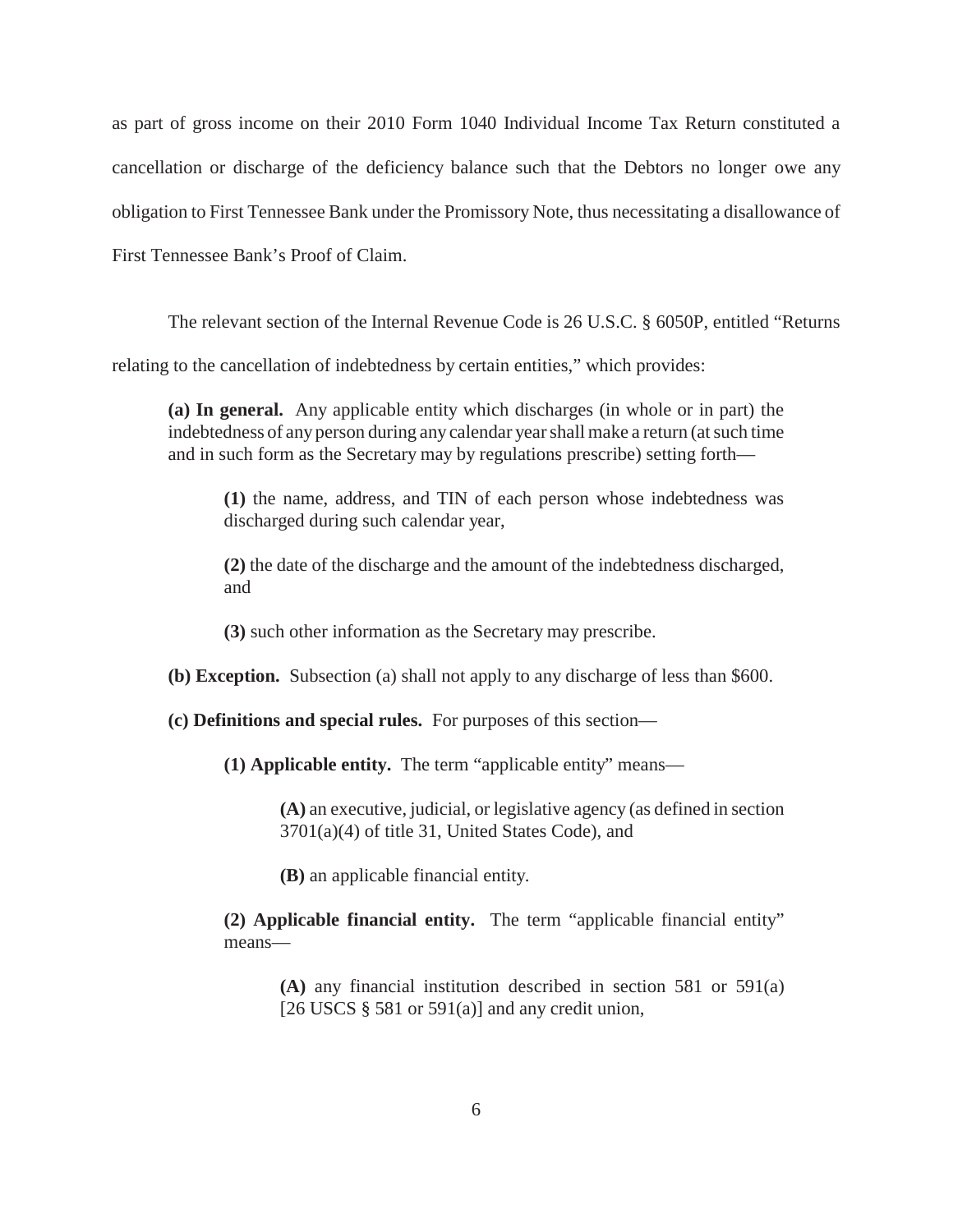as part of gross income on their 2010 Form 1040 Individual Income Tax Return constituted a cancellation or discharge of the deficiency balance such that the Debtors no longer owe any obligation to First Tennessee Bank under the Promissory Note, thus necessitating a disallowance of First Tennessee Bank's Proof of Claim.

The relevant section of the Internal Revenue Code is 26 U.S.C. § 6050P, entitled "Returns relating to the cancellation of indebtedness by certain entities," which provides:

> **(a) In general.** Any applicable entity which discharges (in whole or in part) the indebtedness of any person during any calendar year shall make a return (at such time and in such form as the Secretary may by regulations prescribe) setting forth—
>
> > **(1)** the name, address, and TIN of each person whose indebtedness was discharged during such calendar year,
> >
> > **(2)** the date of the discharge and the amount of the indebtedness discharged, and
> >
> > **(3)** such other information as the Secretary may prescribe.
>
> **(b) Exception.** Subsection (a) shall not apply to any discharge of less than $600.
>
> **(c) Definitions and special rules.** For purposes of this section—
>
> > **(1) Applicable entity.** The term "applicable entity" means—
> >
> > > **(A)** an executive, judicial, or legislative agency (as defined in section 3701(a)(4) of title 31, United States Code), and
> > >
> > > **(B)** an applicable financial entity.
> >
> > **(2) Applicable financial entity.** The term "applicable financial entity" means—
> >
> > > **(A)** any financial institution described in section 581 or 591(a) [26 USCS § 581 or 591(a)] and any credit union,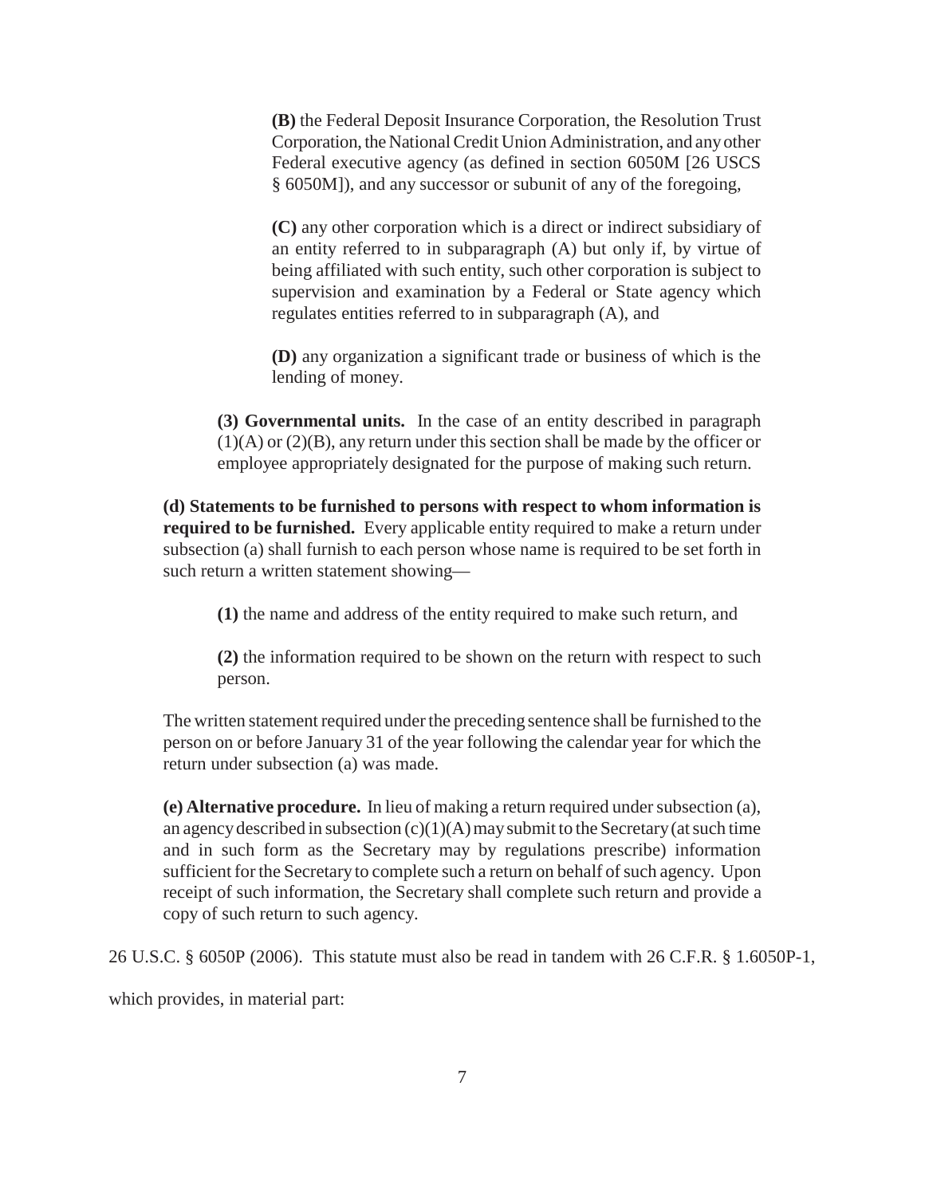> **(B)** the Federal Deposit Insurance Corporation, the Resolution Trust Corporation, the National Credit Union Administration, and any other Federal executive agency (as defined in section 6050M [26 USCS § 6050M]), and any successor or subunit of any of the foregoing,
>
> **(C)** any other corporation which is a direct or indirect subsidiary of an entity referred to in subparagraph (A) but only if, by virtue of being affiliated with such entity, such other corporation is subject to supervision and examination by a Federal or State agency which regulates entities referred to in subparagraph (A), and
>
> **(D)** any organization a significant trade or business of which is the lending of money.
>
> **(3) Governmental units.** In the case of an entity described in paragraph (1)(A) or (2)(B), any return under this section shall be made by the officer or employee appropriately designated for the purpose of making such return.
>
> **(d) Statements to be furnished to persons with respect to whom information is required to be furnished.** Every applicable entity required to make a return under subsection (a) shall furnish to each person whose name is required to be set forth in such return a written statement showing—
>
> **(1)** the name and address of the entity required to make such return, and
>
> **(2)** the information required to be shown on the return with respect to such person.
>
> The written statement required under the preceding sentence shall be furnished to the person on or before January 31 of the year following the calendar year for which the return under subsection (a) was made.
>
> **(e) Alternative procedure.** In lieu of making a return required under subsection (a), an agency described in subsection (c)(1)(A) may submit to the Secretary (at such time and in such form as the Secretary may by regulations prescribe) information sufficient for the Secretary to complete such a return on behalf of such agency. Upon receipt of such information, the Secretary shall complete such return and provide a copy of such return to such agency.

26 U.S.C. § 6050P (2006). This statute must also be read in tandem with 26 C.F.R. § 1.6050P-1, which provides, in material part: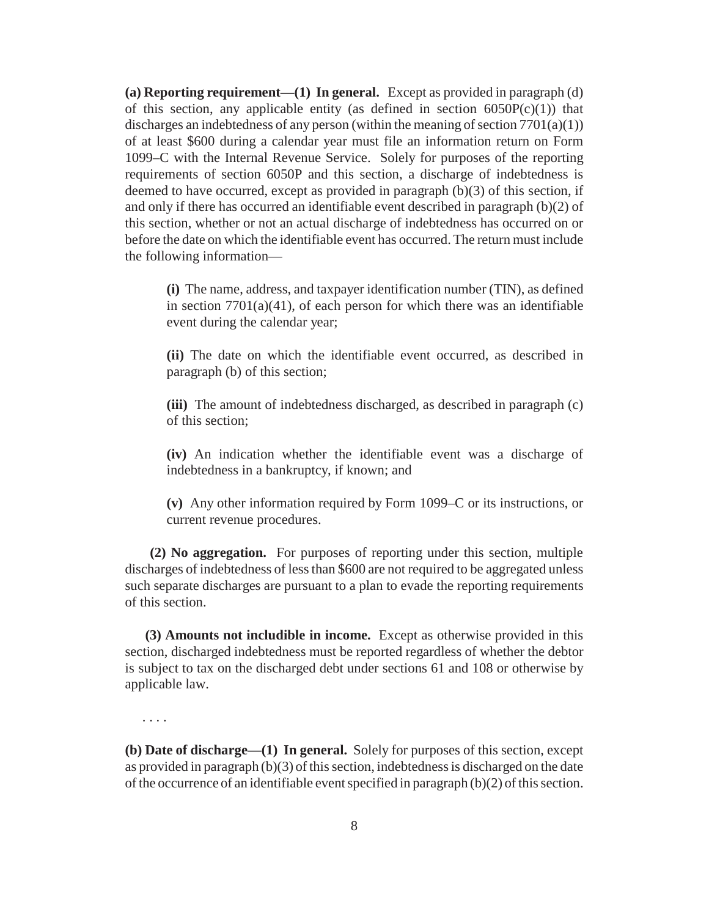**(a) Reporting requirement—(1) In general.** Except as provided in paragraph (d) of this section, any applicable entity (as defined in section 6050P(c)(1)) that discharges an indebtedness of any person (within the meaning of section 7701(a)(1)) of at least $600 during a calendar year must file an information return on Form 1099–C with the Internal Revenue Service. Solely for purposes of the reporting requirements of section 6050P and this section, a discharge of indebtedness is deemed to have occurred, except as provided in paragraph (b)(3) of this section, if and only if there has occurred an identifiable event described in paragraph (b)(2) of this section, whether or not an actual discharge of indebtedness has occurred on or before the date on which the identifiable event has occurred. The return must include the following information—

> **(i)** The name, address, and taxpayer identification number (TIN), as defined in section 7701(a)(41), of each person for which there was an identifiable event during the calendar year;
>
> **(ii)** The date on which the identifiable event occurred, as described in paragraph (b) of this section;
>
> **(iii)** The amount of indebtedness discharged, as described in paragraph (c) of this section;
>
> **(iv)** An indication whether the identifiable event was a discharge of indebtedness in a bankruptcy, if known; and
>
> **(v)** Any other information required by Form 1099–C or its instructions, or current revenue procedures.

**(2) No aggregation.** For purposes of reporting under this section, multiple discharges of indebtedness of less than $600 are not required to be aggregated unless such separate discharges are pursuant to a plan to evade the reporting requirements of this section.

**(3) Amounts not includible in income.** Except as otherwise provided in this section, discharged indebtedness must be reported regardless of whether the debtor is subject to tax on the discharged debt under sections 61 and 108 or otherwise by applicable law.

. . . .

**(b) Date of discharge—(1) In general.** Solely for purposes of this section, except as provided in paragraph (b)(3) of this section, indebtedness is discharged on the date of the occurrence of an identifiable event specified in paragraph (b)(2) of this section.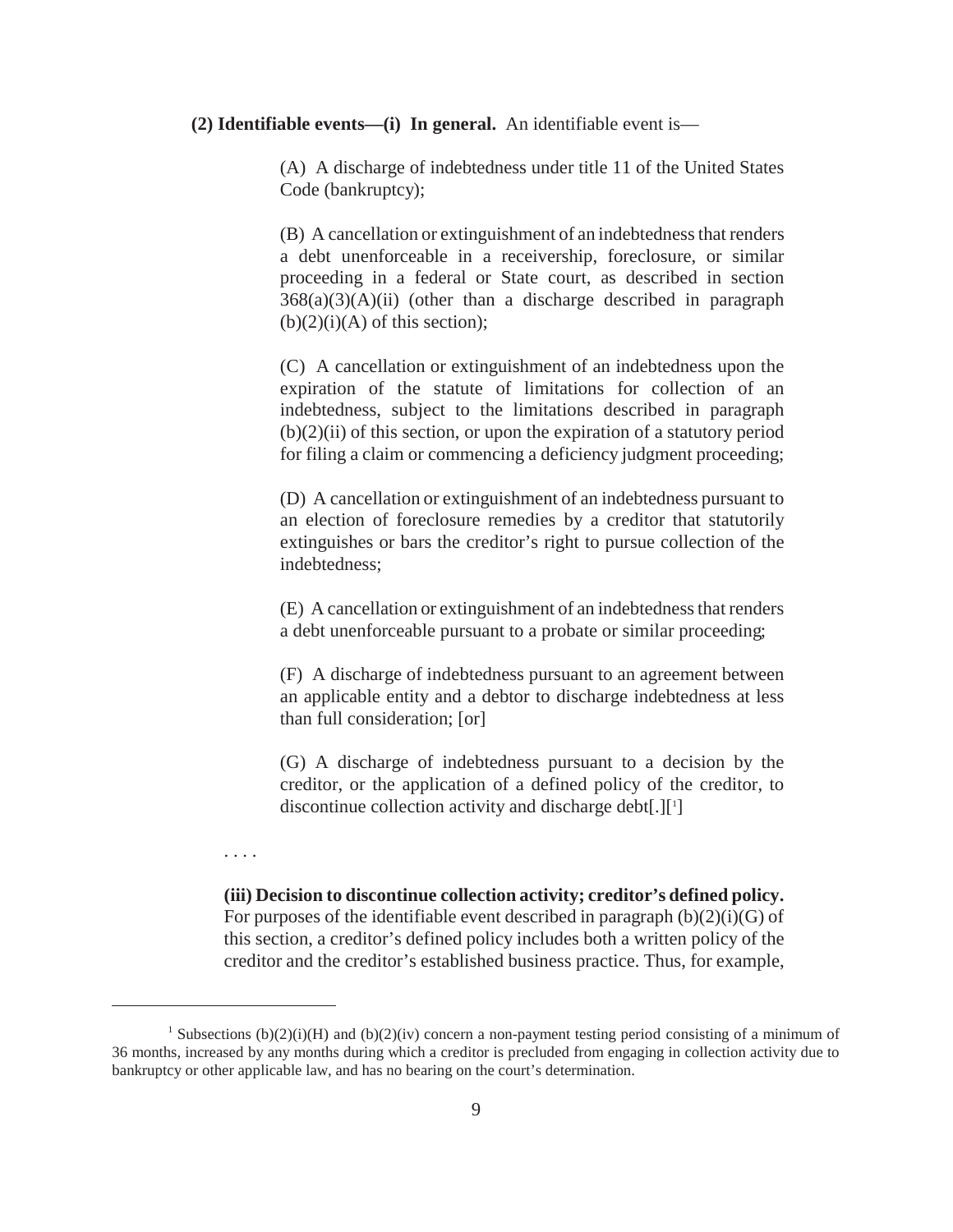**(2) Identifiable events—(i) In general.** An identifiable event is—

> (A) A discharge of indebtedness under title 11 of the United States Code (bankruptcy);
>
> (B) A cancellation or extinguishment of an indebtedness that renders a debt unenforceable in a receivership, foreclosure, or similar proceeding in a federal or State court, as described in section 368(a)(3)(A)(ii) (other than a discharge described in paragraph (b)(2)(i)(A) of this section);
>
> (C) A cancellation or extinguishment of an indebtedness upon the expiration of the statute of limitations for collection of an indebtedness, subject to the limitations described in paragraph (b)(2)(ii) of this section, or upon the expiration of a statutory period for filing a claim or commencing a deficiency judgment proceeding;
>
> (D) A cancellation or extinguishment of an indebtedness pursuant to an election of foreclosure remedies by a creditor that statutorily extinguishes or bars the creditor's right to pursue collection of the indebtedness;
>
> (E) A cancellation or extinguishment of an indebtedness that renders a debt unenforceable pursuant to a probate or similar proceeding;
>
> (F) A discharge of indebtedness pursuant to an agreement between an applicable entity and a debtor to discharge indebtedness at less than full consideration; [or]
>
> (G) A discharge of indebtedness pursuant to a decision by the creditor, or the application of a defined policy of the creditor, to discontinue collection activity and discharge debt[.][1]

. . . .

**(iii) Decision to discontinue collection activity; creditor's defined policy.** For purposes of the identifiable event described in paragraph (b)(2)(i)(G) of this section, a creditor's defined policy includes both a written policy of the creditor and the creditor's established business practice. Thus, for example,

---

[1] Subsections (b)(2)(i)(H) and (b)(2)(iv) concern a non-payment testing period consisting of a minimum of 36 months, increased by any months during which a creditor is precluded from engaging in collection activity due to bankruptcy or other applicable law, and has no bearing on the court's determination.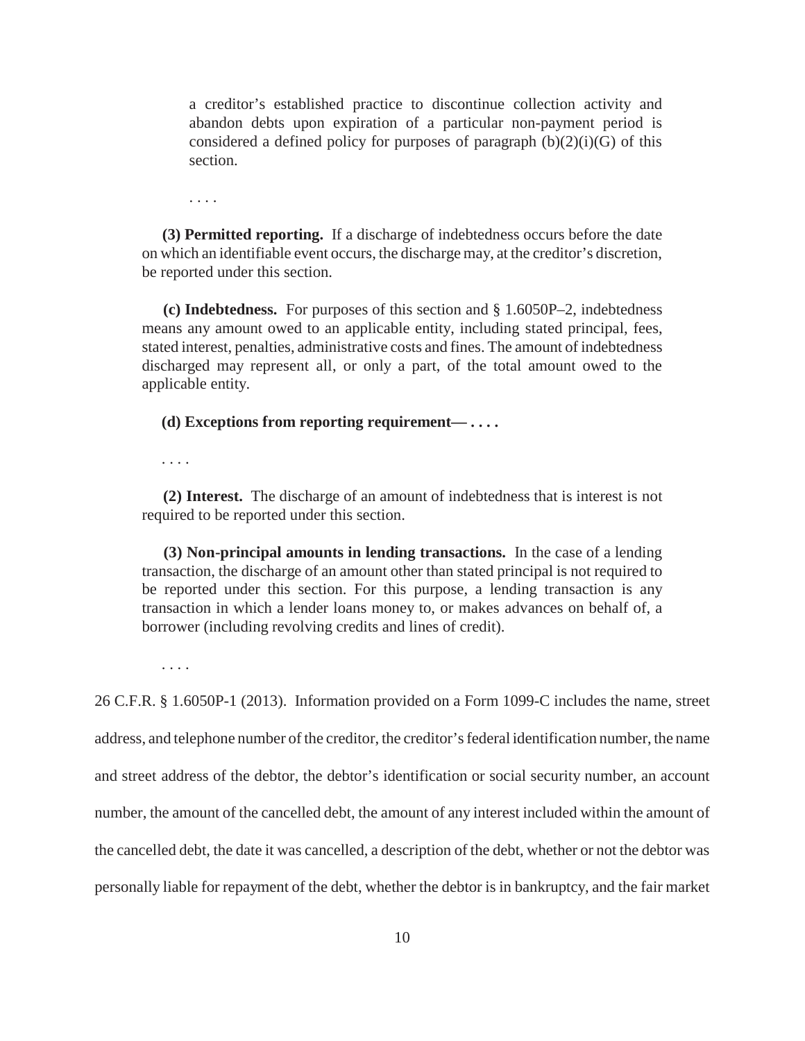> a creditor's established practice to discontinue collection activity and abandon debts upon expiration of a particular non-payment period is considered a defined policy for purposes of paragraph (b)(2)(i)(G) of this section.
>
> . . . .
>
> **(3) Permitted reporting.** If a discharge of indebtedness occurs before the date on which an identifiable event occurs, the discharge may, at the creditor's discretion, be reported under this section.
>
> **(c) Indebtedness.** For purposes of this section and § 1.6050P–2, indebtedness means any amount owed to an applicable entity, including stated principal, fees, stated interest, penalties, administrative costs and fines. The amount of indebtedness discharged may represent all, or only a part, of the total amount owed to the applicable entity.
>
> **(d) Exceptions from reporting requirement— . . . .**
>
> . . . .
>
> **(2) Interest.** The discharge of an amount of indebtedness that is interest is not required to be reported under this section.
>
> **(3) Non-principal amounts in lending transactions.** In the case of a lending transaction, the discharge of an amount other than stated principal is not required to be reported under this section. For this purpose, a lending transaction is any transaction in which a lender loans money to, or makes advances on behalf of, a borrower (including revolving credits and lines of credit).
>
> . . . .

26 C.F.R. § 1.6050P-1 (2013). Information provided on a Form 1099-C includes the name, street address, and telephone number of the creditor, the creditor's federal identification number, the name and street address of the debtor, the debtor's identification or social security number, an account number, the amount of the cancelled debt, the amount of any interest included within the amount of the cancelled debt, the date it was cancelled, a description of the debt, whether or not the debtor was personally liable for repayment of the debt, whether the debtor is in bankruptcy, and the fair market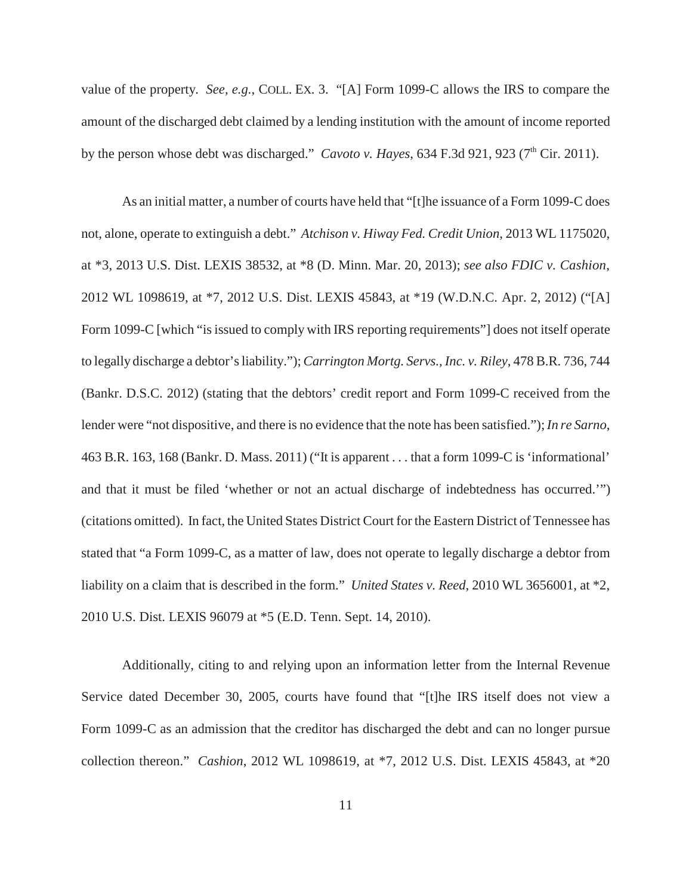value of the property. *See, e.g.*, COLL. EX. 3. "[A] Form 1099-C allows the IRS to compare the amount of the discharged debt claimed by a lending institution with the amount of income reported by the person whose debt was discharged." *Cavoto v. Hayes*, 634 F.3d 921, 923 (7th Cir. 2011).

As an initial matter, a number of courts have held that "[t]he issuance of a Form 1099-C does not, alone, operate to extinguish a debt." *Atchison v. Hiway Fed. Credit Union*, 2013 WL 1175020, at *3, 2013 U.S. Dist. LEXIS 38532, at *8 (D. Minn. Mar. 20, 2013); *see also FDIC v. Cashion*, 2012 WL 1098619, at *7, 2012 U.S. Dist. LEXIS 45843, at *19 (W.D.N.C. Apr. 2, 2012) ("[A] Form 1099-C [which "is issued to comply with IRS reporting requirements"] does not itself operate to legally discharge a debtor's liability."); *Carrington Mortg. Servs., Inc. v. Riley*, 478 B.R. 736, 744 (Bankr. D.S.C. 2012) (stating that the debtors' credit report and Form 1099-C received from the lender were "not dispositive, and there is no evidence that the note has been satisfied."); *In re Sarno*, 463 B.R. 163, 168 (Bankr. D. Mass. 2011) ("It is apparent . . . that a form 1099-C is 'informational' and that it must be filed 'whether or not an actual discharge of indebtedness has occurred.'") (citations omitted). In fact, the United States District Court for the Eastern District of Tennessee has stated that "a Form 1099-C, as a matter of law, does not operate to legally discharge a debtor from liability on a claim that is described in the form." *United States v. Reed*, 2010 WL 3656001, at *2, 2010 U.S. Dist. LEXIS 96079 at *5 (E.D. Tenn. Sept. 14, 2010).

Additionally, citing to and relying upon an information letter from the Internal Revenue Service dated December 30, 2005, courts have found that "[t]he IRS itself does not view a Form 1099-C as an admission that the creditor has discharged the debt and can no longer pursue collection thereon." *Cashion*, 2012 WL 1098619, at *7, 2012 U.S. Dist. LEXIS 45843, at *20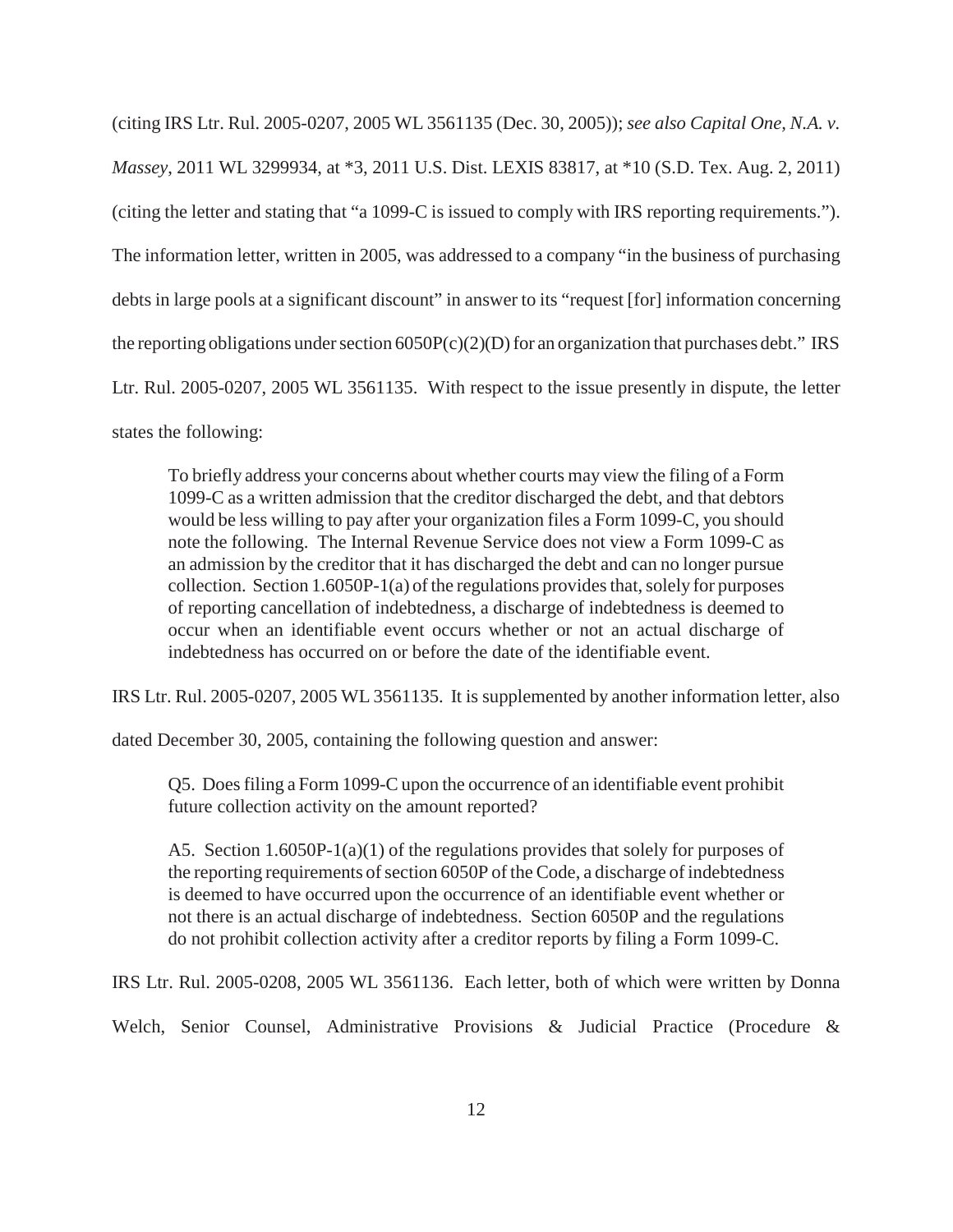(citing IRS Ltr. Rul. 2005-0207, 2005 WL 3561135 (Dec. 30, 2005)); *see also Capital One, N.A. v. Massey*, 2011 WL 3299934, at *3, 2011 U.S. Dist. LEXIS 83817, at *10 (S.D. Tex. Aug. 2, 2011) (citing the letter and stating that "a 1099-C is issued to comply with IRS reporting requirements."). The information letter, written in 2005, was addressed to a company "in the business of purchasing debts in large pools at a significant discount" in answer to its "request [for] information concerning the reporting obligations under section 6050P(c)(2)(D) for an organization that purchases debt." IRS Ltr. Rul. 2005-0207, 2005 WL 3561135. With respect to the issue presently in dispute, the letter states the following:

> To briefly address your concerns about whether courts may view the filing of a Form 1099-C as a written admission that the creditor discharged the debt, and that debtors would be less willing to pay after your organization files a Form 1099-C, you should note the following. The Internal Revenue Service does not view a Form 1099-C as an admission by the creditor that it has discharged the debt and can no longer pursue collection. Section 1.6050P-1(a) of the regulations provides that, solely for purposes of reporting cancellation of indebtedness, a discharge of indebtedness is deemed to occur when an identifiable event occurs whether or not an actual discharge of indebtedness has occurred on or before the date of the identifiable event.

IRS Ltr. Rul. 2005-0207, 2005 WL 3561135. It is supplemented by another information letter, also dated December 30, 2005, containing the following question and answer:

> Q5. Does filing a Form 1099-C upon the occurrence of an identifiable event prohibit future collection activity on the amount reported?
>
> A5. Section 1.6050P-1(a)(1) of the regulations provides that solely for purposes of the reporting requirements of section 6050P of the Code, a discharge of indebtedness is deemed to have occurred upon the occurrence of an identifiable event whether or not there is an actual discharge of indebtedness. Section 6050P and the regulations do not prohibit collection activity after a creditor reports by filing a Form 1099-C.

IRS Ltr. Rul. 2005-0208, 2005 WL 3561136. Each letter, both of which were written by Donna Welch, Senior Counsel, Administrative Provisions & Judicial Practice (Procedure &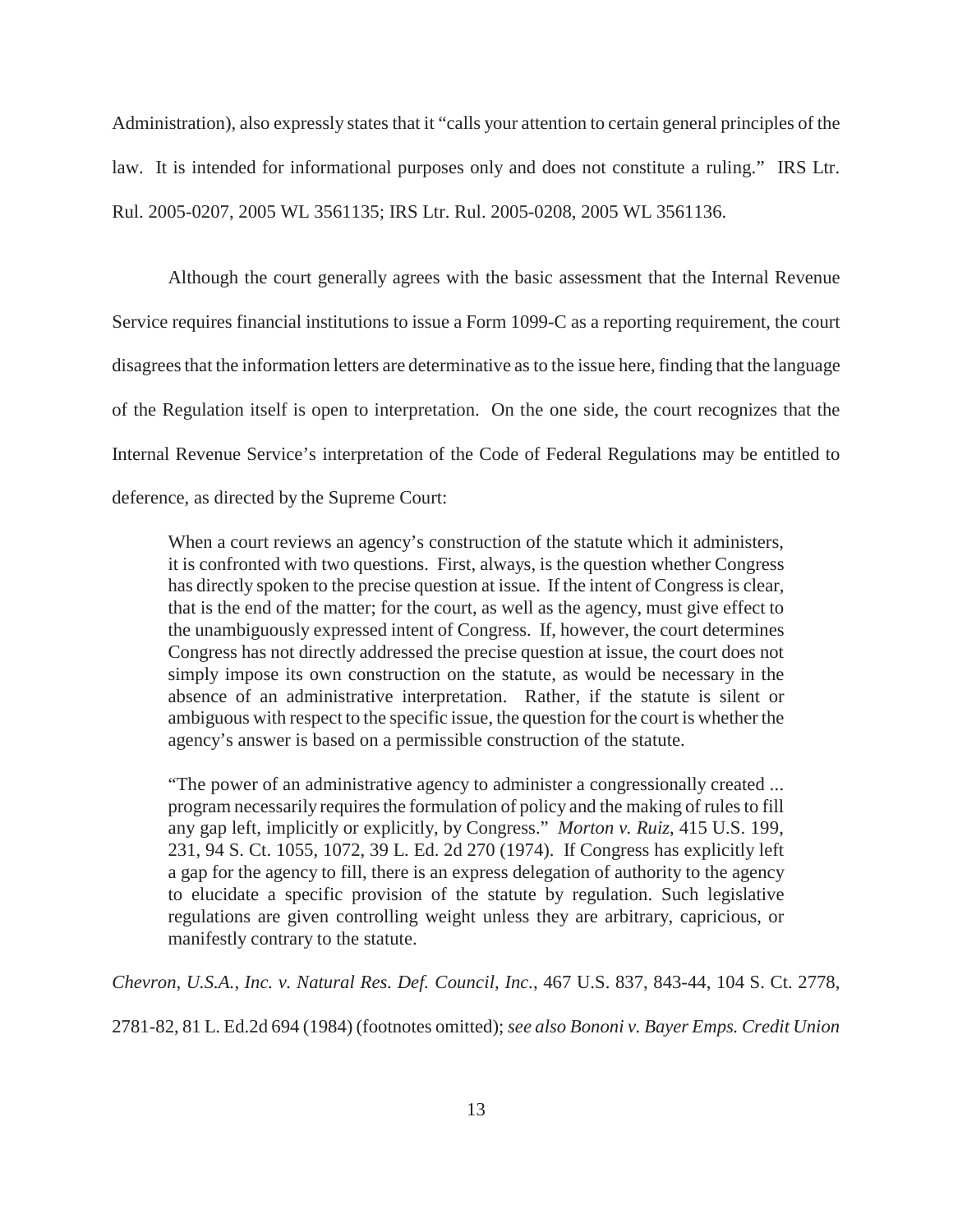Administration), also expressly states that it "calls your attention to certain general principles of the law. It is intended for informational purposes only and does not constitute a ruling." IRS Ltr. Rul. 2005-0207, 2005 WL 3561135; IRS Ltr. Rul. 2005-0208, 2005 WL 3561136.

Although the court generally agrees with the basic assessment that the Internal Revenue Service requires financial institutions to issue a Form 1099-C as a reporting requirement, the court disagrees that the information letters are determinative as to the issue here, finding that the language of the Regulation itself is open to interpretation. On the one side, the court recognizes that the Internal Revenue Service's interpretation of the Code of Federal Regulations may be entitled to deference, as directed by the Supreme Court:

> When a court reviews an agency's construction of the statute which it administers, it is confronted with two questions. First, always, is the question whether Congress has directly spoken to the precise question at issue. If the intent of Congress is clear, that is the end of the matter; for the court, as well as the agency, must give effect to the unambiguously expressed intent of Congress. If, however, the court determines Congress has not directly addressed the precise question at issue, the court does not simply impose its own construction on the statute, as would be necessary in the absence of an administrative interpretation. Rather, if the statute is silent or ambiguous with respect to the specific issue, the question for the court is whether the agency's answer is based on a permissible construction of the statute.
>
> "The power of an administrative agency to administer a congressionally created ... program necessarily requires the formulation of policy and the making of rules to fill any gap left, implicitly or explicitly, by Congress." *Morton v. Ruiz*, 415 U.S. 199, 231, 94 S. Ct. 1055, 1072, 39 L. Ed. 2d 270 (1974). If Congress has explicitly left a gap for the agency to fill, there is an express delegation of authority to the agency to elucidate a specific provision of the statute by regulation. Such legislative regulations are given controlling weight unless they are arbitrary, capricious, or manifestly contrary to the statute.

*Chevron, U.S.A., Inc. v. Natural Res. Def. Council, Inc.*, 467 U.S. 837, 843-44, 104 S. Ct. 2778, 2781-82, 81 L. Ed.2d 694 (1984) (footnotes omitted); *see also Bononi v. Bayer Emps. Credit Union*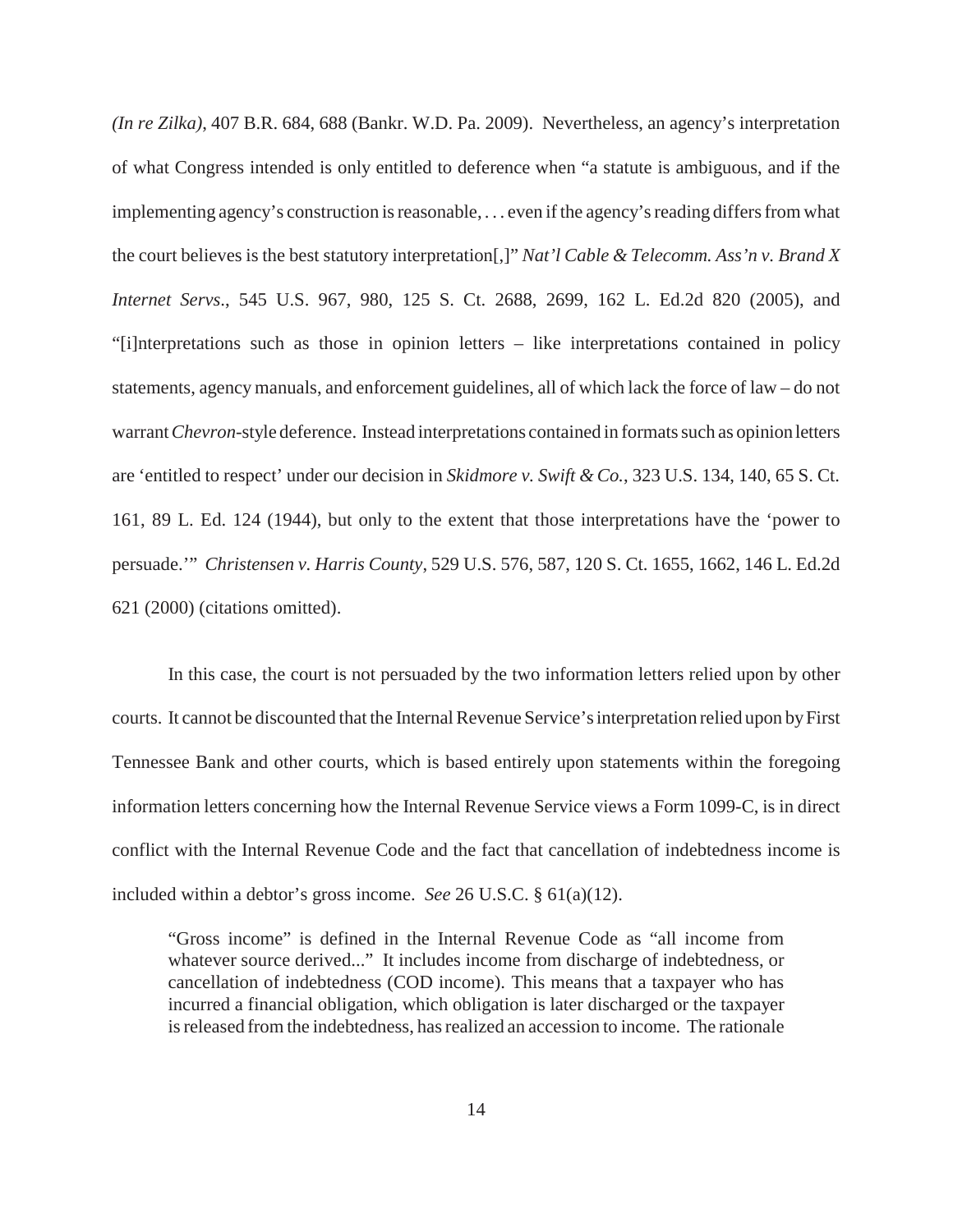*(In re Zilka)*, 407 B.R. 684, 688 (Bankr. W.D. Pa. 2009). Nevertheless, an agency's interpretation of what Congress intended is only entitled to deference when "a statute is ambiguous, and if the implementing agency's construction is reasonable, . . . even if the agency's reading differs from what the court believes is the best statutory interpretation[,]" *Nat'l Cable & Telecomm. Ass'n v. Brand X Internet Servs*., 545 U.S. 967, 980, 125 S. Ct. 2688, 2699, 162 L. Ed.2d 820 (2005), and "[i]nterpretations such as those in opinion letters – like interpretations contained in policy statements, agency manuals, and enforcement guidelines, all of which lack the force of law – do not warrant *Chevron*-style deference. Instead interpretations contained in formats such as opinion letters are 'entitled to respect' under our decision in *Skidmore v. Swift & Co.*, 323 U.S. 134, 140, 65 S. Ct. 161, 89 L. Ed. 124 (1944), but only to the extent that those interpretations have the 'power to persuade.'" *Christensen v. Harris County*, 529 U.S. 576, 587, 120 S. Ct. 1655, 1662, 146 L. Ed.2d 621 (2000) (citations omitted).

In this case, the court is not persuaded by the two information letters relied upon by other courts. It cannot be discounted that the Internal Revenue Service's interpretation relied upon by First Tennessee Bank and other courts, which is based entirely upon statements within the foregoing information letters concerning how the Internal Revenue Service views a Form 1099-C, is in direct conflict with the Internal Revenue Code and the fact that cancellation of indebtedness income is included within a debtor's gross income. *See* 26 U.S.C. § 61(a)(12).

> "Gross income" is defined in the Internal Revenue Code as "all income from whatever source derived..." It includes income from discharge of indebtedness, or cancellation of indebtedness (COD income). This means that a taxpayer who has incurred a financial obligation, which obligation is later discharged or the taxpayer is released from the indebtedness, has realized an accession to income. The rationale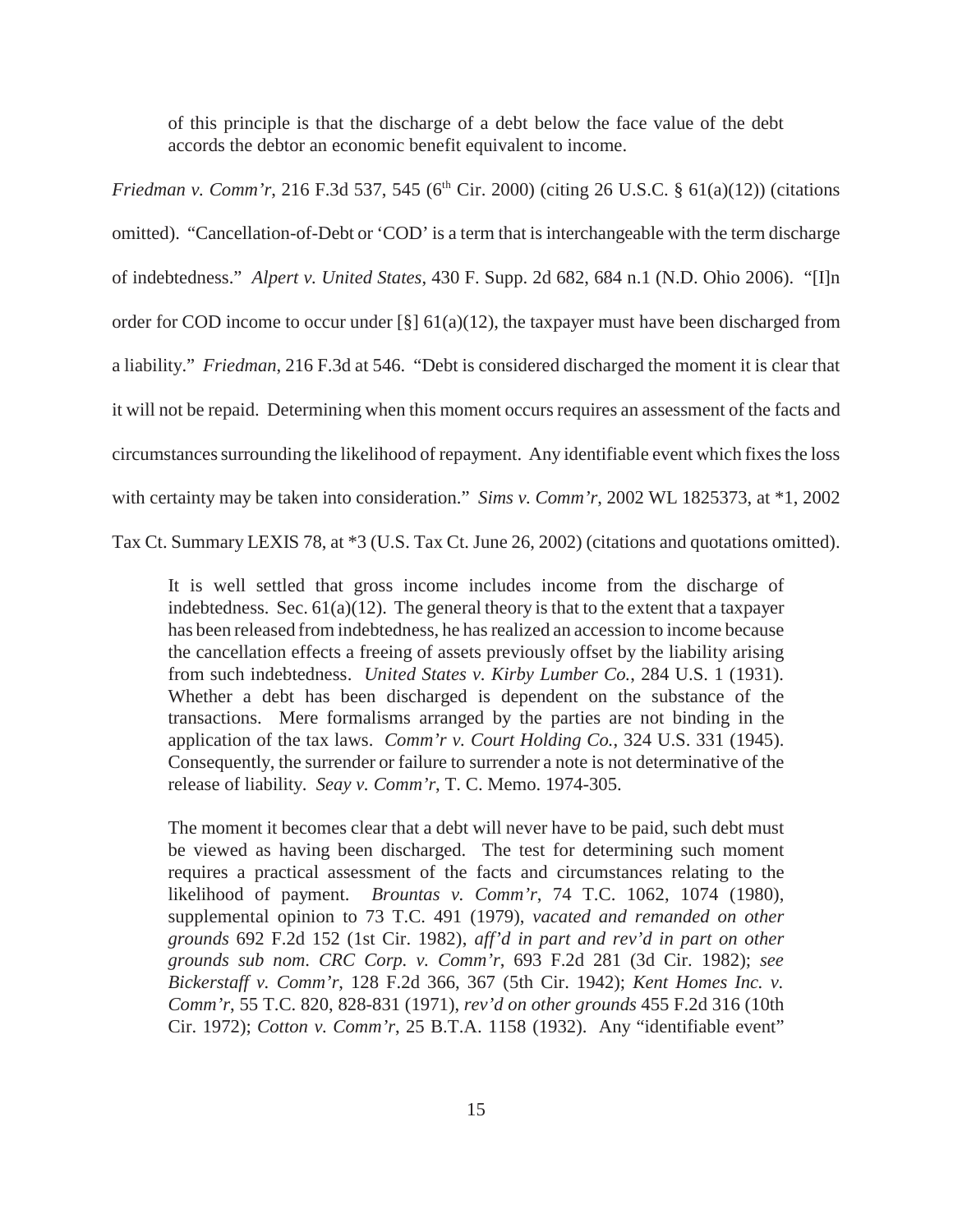> of this principle is that the discharge of a debt below the face value of the debt accords the debtor an economic benefit equivalent to income.

*Friedman v. Comm'r*, 216 F.3d 537, 545 (6th Cir. 2000) (citing 26 U.S.C. § 61(a)(12)) (citations omitted). "Cancellation-of-Debt or 'COD' is a term that is interchangeable with the term discharge of indebtedness." *Alpert v. United States*, 430 F. Supp. 2d 682, 684 n.1 (N.D. Ohio 2006). "[I]n order for COD income to occur under [§] 61(a)(12), the taxpayer must have been discharged from a liability." *Friedman*, 216 F.3d at 546. "Debt is considered discharged the moment it is clear that it will not be repaid. Determining when this moment occurs requires an assessment of the facts and circumstances surrounding the likelihood of repayment. Any identifiable event which fixes the loss with certainty may be taken into consideration." *Sims v. Comm'r*, 2002 WL 1825373, at *1, 2002 Tax Ct. Summary LEXIS 78, at *3 (U.S. Tax Ct. June 26, 2002) (citations and quotations omitted).

> It is well settled that gross income includes income from the discharge of indebtedness. Sec. 61(a)(12). The general theory is that to the extent that a taxpayer has been released from indebtedness, he has realized an accession to income because the cancellation effects a freeing of assets previously offset by the liability arising from such indebtedness. *United States v. Kirby Lumber Co.*, 284 U.S. 1 (1931). Whether a debt has been discharged is dependent on the substance of the transactions. Mere formalisms arranged by the parties are not binding in the application of the tax laws. *Comm'r v. Court Holding Co.*, 324 U.S. 331 (1945). Consequently, the surrender or failure to surrender a note is not determinative of the release of liability. *Seay v. Comm'r*, T. C. Memo. 1974-305.
>
> The moment it becomes clear that a debt will never have to be paid, such debt must be viewed as having been discharged. The test for determining such moment requires a practical assessment of the facts and circumstances relating to the likelihood of payment. *Brountas v. Comm'r*, 74 T.C. 1062, 1074 (1980), supplemental opinion to 73 T.C. 491 (1979), *vacated and remanded on other grounds* 692 F.2d 152 (1st Cir. 1982), *aff'd in part and rev'd in part on other grounds sub nom. CRC Corp. v. Comm'r*, 693 F.2d 281 (3d Cir. 1982); *see Bickerstaff v. Comm'r*, 128 F.2d 366, 367 (5th Cir. 1942); *Kent Homes Inc. v. Comm'r*, 55 T.C. 820, 828-831 (1971), *rev'd on other grounds* 455 F.2d 316 (10th Cir. 1972); *Cotton v. Comm'r*, 25 B.T.A. 1158 (1932). Any "identifiable event"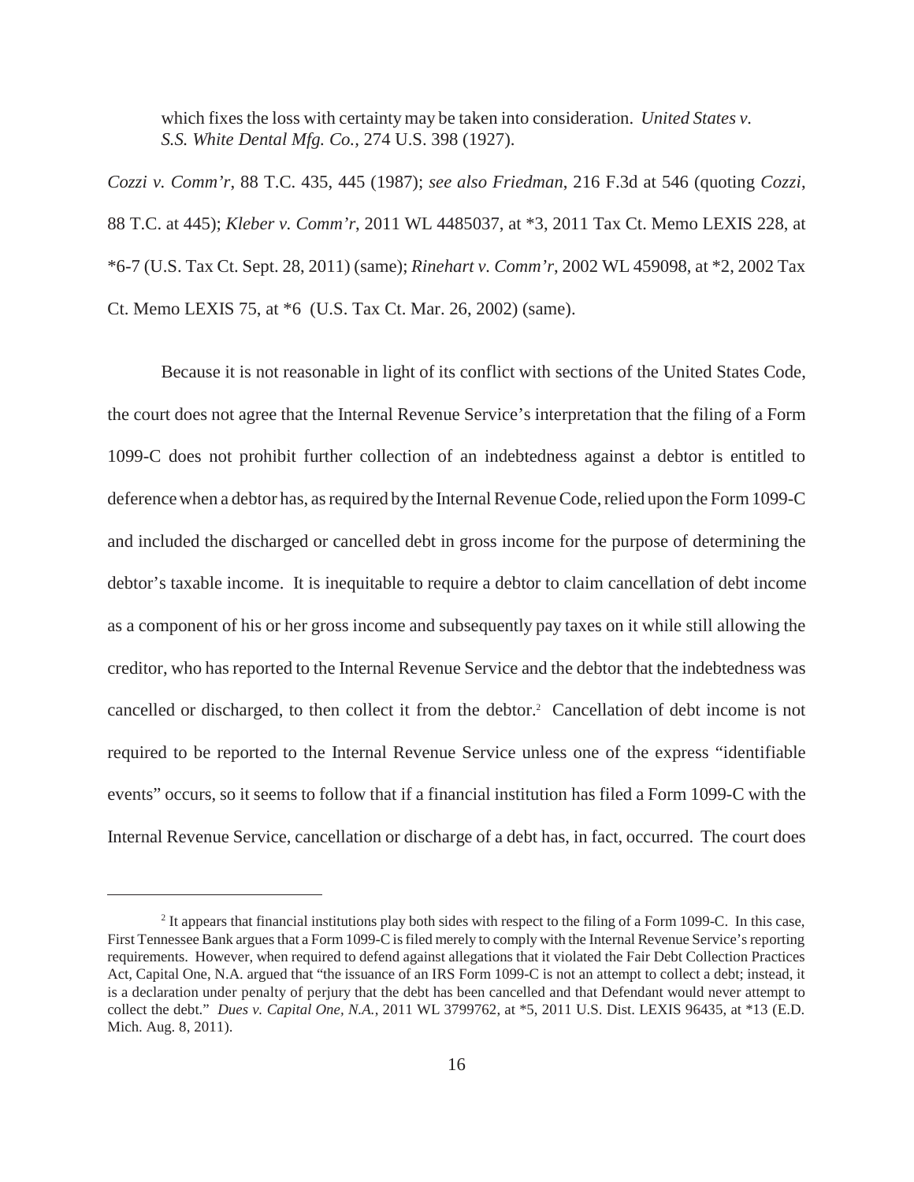which fixes the loss with certainty may be taken into consideration. *United States v. S.S. White Dental Mfg. Co.*, 274 U.S. 398 (1927).

*Cozzi v. Comm'r*, 88 T.C. 435, 445 (1987); *see also Friedman*, 216 F.3d at 546 (quoting *Cozzi*, 88 T.C. at 445); *Kleber v. Comm'r*, 2011 WL 4485037, at *3, 2011 Tax Ct. Memo LEXIS 228, at *6-7 (U.S. Tax Ct. Sept. 28, 2011) (same); *Rinehart v. Comm'r*, 2002 WL 459098, at *2, 2002 Tax Ct. Memo LEXIS 75, at *6 (U.S. Tax Ct. Mar. 26, 2002) (same).

Because it is not reasonable in light of its conflict with sections of the United States Code, the court does not agree that the Internal Revenue Service's interpretation that the filing of a Form 1099-C does not prohibit further collection of an indebtedness against a debtor is entitled to deference when a debtor has, as required by the Internal Revenue Code, relied upon the Form 1099-C and included the discharged or cancelled debt in gross income for the purpose of determining the debtor's taxable income. It is inequitable to require a debtor to claim cancellation of debt income as a component of his or her gross income and subsequently pay taxes on it while still allowing the creditor, who has reported to the Internal Revenue Service and the debtor that the indebtedness was cancelled or discharged, to then collect it from the debtor.[2] Cancellation of debt income is not required to be reported to the Internal Revenue Service unless one of the express "identifiable events" occurs, so it seems to follow that if a financial institution has filed a Form 1099-C with the Internal Revenue Service, cancellation or discharge of a debt has, in fact, occurred. The court does

[2] It appears that financial institutions play both sides with respect to the filing of a Form 1099-C. In this case, First Tennessee Bank argues that a Form 1099-C is filed merely to comply with the Internal Revenue Service's reporting requirements. However, when required to defend against allegations that it violated the Fair Debt Collection Practices Act, Capital One, N.A. argued that "the issuance of an IRS Form 1099-C is not an attempt to collect a debt; instead, it is a declaration under penalty of perjury that the debt has been cancelled and that Defendant would never attempt to collect the debt." *Dues v. Capital One, N.A.*, 2011 WL 3799762, at *5, 2011 U.S. Dist. LEXIS 96435, at *13 (E.D. Mich. Aug. 8, 2011).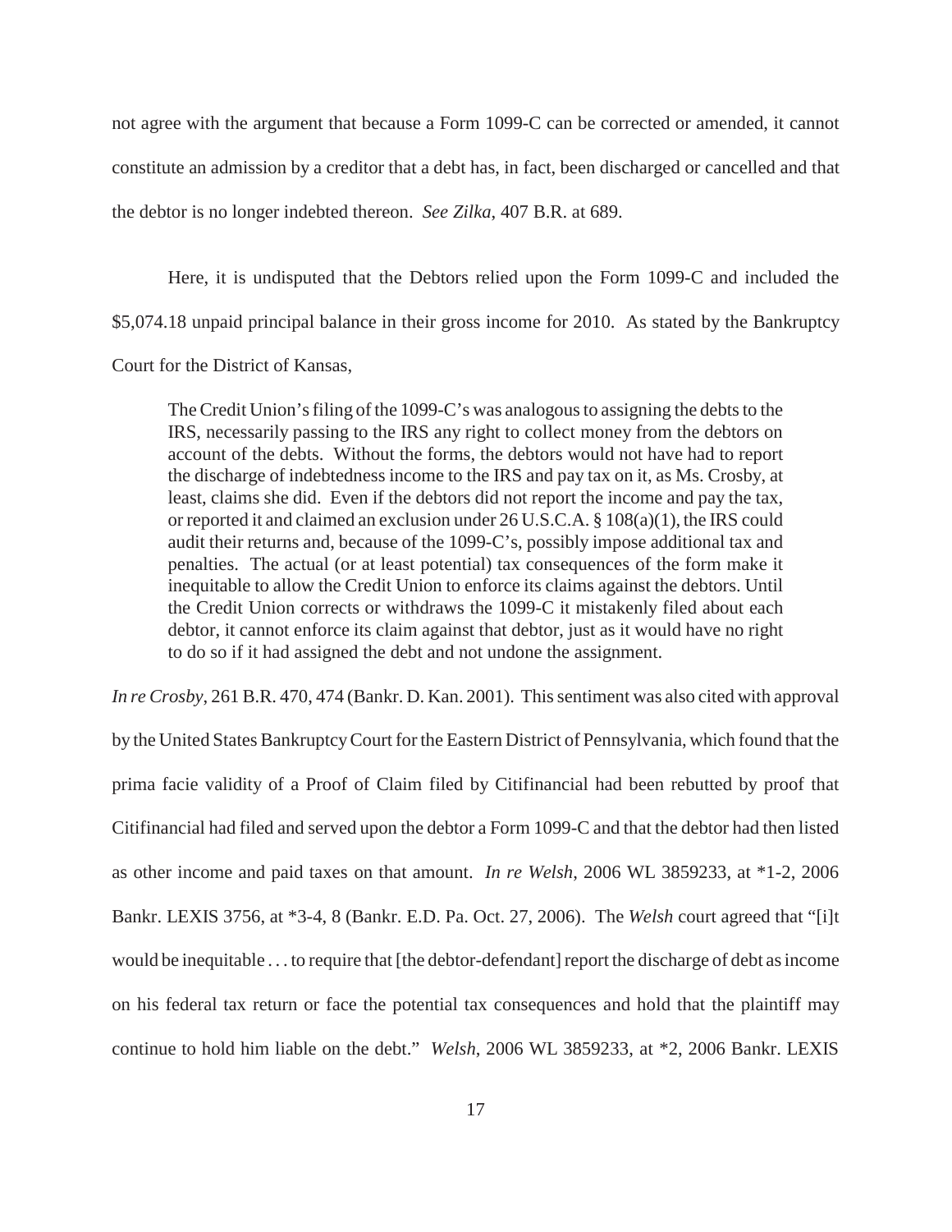not agree with the argument that because a Form 1099-C can be corrected or amended, it cannot constitute an admission by a creditor that a debt has, in fact, been discharged or cancelled and that the debtor is no longer indebted thereon. *See Zilka*, 407 B.R. at 689.

Here, it is undisputed that the Debtors relied upon the Form 1099-C and included the $5,074.18 unpaid principal balance in their gross income for 2010. As stated by the Bankruptcy Court for the District of Kansas,

> The Credit Union's filing of the 1099-C's was analogous to assigning the debts to the IRS, necessarily passing to the IRS any right to collect money from the debtors on account of the debts. Without the forms, the debtors would not have had to report the discharge of indebtedness income to the IRS and pay tax on it, as Ms. Crosby, at least, claims she did. Even if the debtors did not report the income and pay the tax, or reported it and claimed an exclusion under 26 U.S.C.A. § 108(a)(1), the IRS could audit their returns and, because of the 1099-C's, possibly impose additional tax and penalties. The actual (or at least potential) tax consequences of the form make it inequitable to allow the Credit Union to enforce its claims against the debtors. Until the Credit Union corrects or withdraws the 1099-C it mistakenly filed about each debtor, it cannot enforce its claim against that debtor, just as it would have no right to do so if it had assigned the debt and not undone the assignment.

*In re Crosby*, 261 B.R. 470, 474 (Bankr. D. Kan. 2001). This sentiment was also cited with approval by the United States Bankruptcy Court for the Eastern District of Pennsylvania, which found that the prima facie validity of a Proof of Claim filed by Citifinancial had been rebutted by proof that Citifinancial had filed and served upon the debtor a Form 1099-C and that the debtor had then listed as other income and paid taxes on that amount. *In re Welsh*, 2006 WL 3859233, at *1-2, 2006 Bankr. LEXIS 3756, at *3-4, 8 (Bankr. E.D. Pa. Oct. 27, 2006). The *Welsh* court agreed that "[i]t would be inequitable . . . to require that [the debtor-defendant] report the discharge of debt as income on his federal tax return or face the potential tax consequences and hold that the plaintiff may continue to hold him liable on the debt." *Welsh*, 2006 WL 3859233, at *2, 2006 Bankr. LEXIS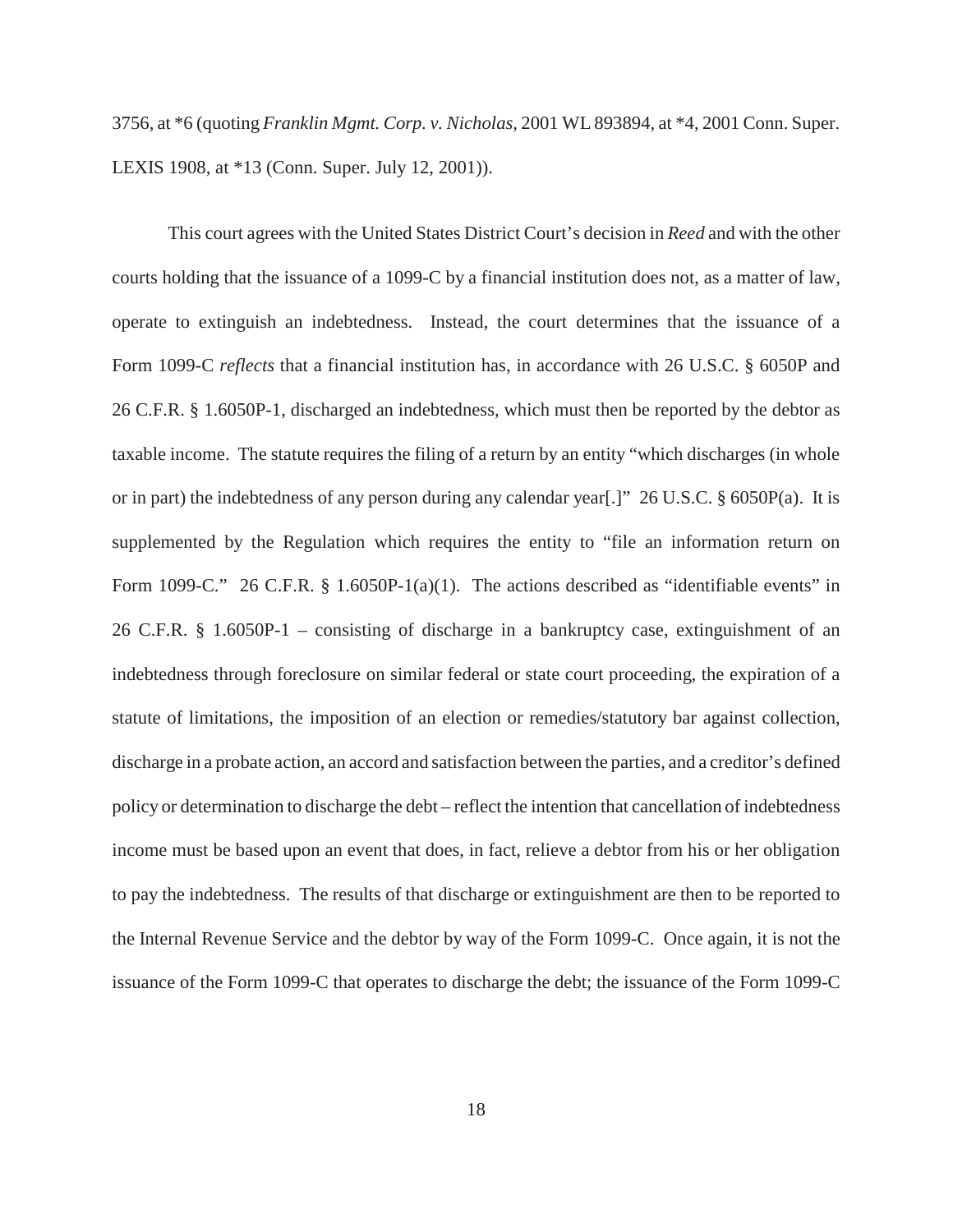3756, at *6 (quoting *Franklin Mgmt. Corp. v. Nicholas*, 2001 WL 893894, at *4, 2001 Conn. Super. LEXIS 1908, at *13 (Conn. Super. July 12, 2001)).

This court agrees with the United States District Court's decision in *Reed* and with the other courts holding that the issuance of a 1099-C by a financial institution does not, as a matter of law, operate to extinguish an indebtedness. Instead, the court determines that the issuance of a Form 1099-C *reflects* that a financial institution has, in accordance with 26 U.S.C. § 6050P and 26 C.F.R. § 1.6050P-1, discharged an indebtedness, which must then be reported by the debtor as taxable income. The statute requires the filing of a return by an entity "which discharges (in whole or in part) the indebtedness of any person during any calendar year[.]" 26 U.S.C. § 6050P(a). It is supplemented by the Regulation which requires the entity to "file an information return on Form 1099-C." 26 C.F.R. § 1.6050P-1(a)(1). The actions described as "identifiable events" in 26 C.F.R. § 1.6050P-1 – consisting of discharge in a bankruptcy case, extinguishment of an indebtedness through foreclosure on similar federal or state court proceeding, the expiration of a statute of limitations, the imposition of an election or remedies/statutory bar against collection, discharge in a probate action, an accord and satisfaction between the parties, and a creditor's defined policy or determination to discharge the debt – reflect the intention that cancellation of indebtedness income must be based upon an event that does, in fact, relieve a debtor from his or her obligation to pay the indebtedness. The results of that discharge or extinguishment are then to be reported to the Internal Revenue Service and the debtor by way of the Form 1099-C. Once again, it is not the issuance of the Form 1099-C that operates to discharge the debt; the issuance of the Form 1099-C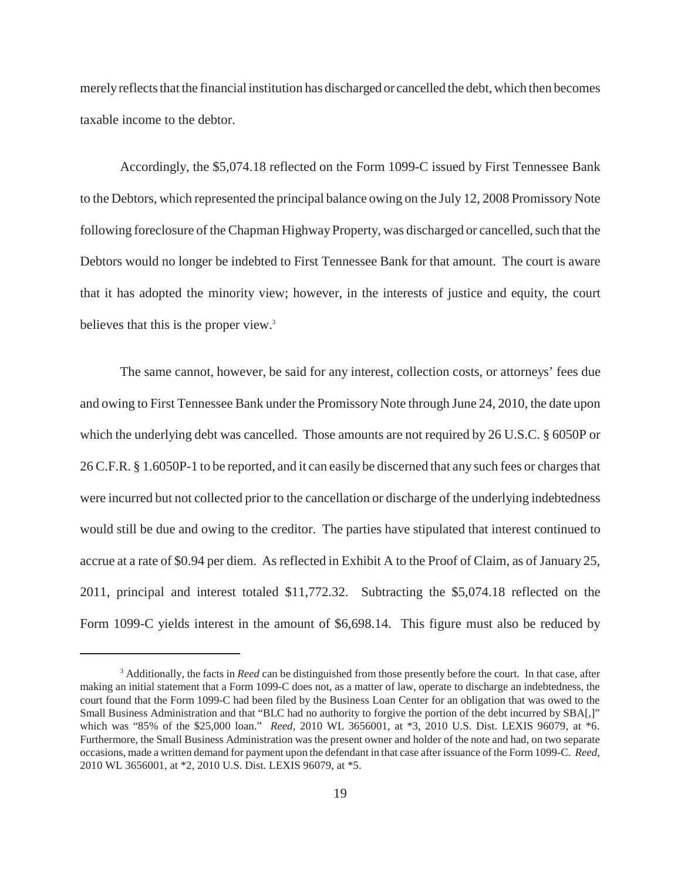merely reflects that the financial institution has discharged or cancelled the debt, which then becomes taxable income to the debtor.

Accordingly, the $5,074.18 reflected on the Form 1099-C issued by First Tennessee Bank to the Debtors, which represented the principal balance owing on the July 12, 2008 Promissory Note following foreclosure of the Chapman Highway Property, was discharged or cancelled, such that the Debtors would no longer be indebted to First Tennessee Bank for that amount. The court is aware that it has adopted the minority view; however, in the interests of justice and equity, the court believes that this is the proper view.[3]

The same cannot, however, be said for any interest, collection costs, or attorneys' fees due and owing to First Tennessee Bank under the Promissory Note through June 24, 2010, the date upon which the underlying debt was cancelled. Those amounts are not required by 26 U.S.C. § 6050P or 26 C.F.R. § 1.6050P-1 to be reported, and it can easily be discerned that any such fees or charges that were incurred but not collected prior to the cancellation or discharge of the underlying indebtedness would still be due and owing to the creditor. The parties have stipulated that interest continued to accrue at a rate of $0.94 per diem. As reflected in Exhibit A to the Proof of Claim, as of January 25, 2011, principal and interest totaled $11,772.32. Subtracting the $5,074.18 reflected on the Form 1099-C yields interest in the amount of $6,698.14. This figure must also be reduced by

---

[3] Additionally, the facts in *Reed* can be distinguished from those presently before the court. In that case, after making an initial statement that a Form 1099-C does not, as a matter of law, operate to discharge an indebtedness, the court found that the Form 1099-C had been filed by the Business Loan Center for an obligation that was owed to the Small Business Administration and that "BLC had no authority to forgive the portion of the debt incurred by SBA[,]" which was "85% of the $25,000 loan." *Reed*, 2010 WL 3656001, at *3, 2010 U.S. Dist. LEXIS 96079, at *6. Furthermore, the Small Business Administration was the present owner and holder of the note and had, on two separate occasions, made a written demand for payment upon the defendant in that case after issuance of the Form 1099-C. *Reed*, 2010 WL 3656001, at *2, 2010 U.S. Dist. LEXIS 96079, at *5.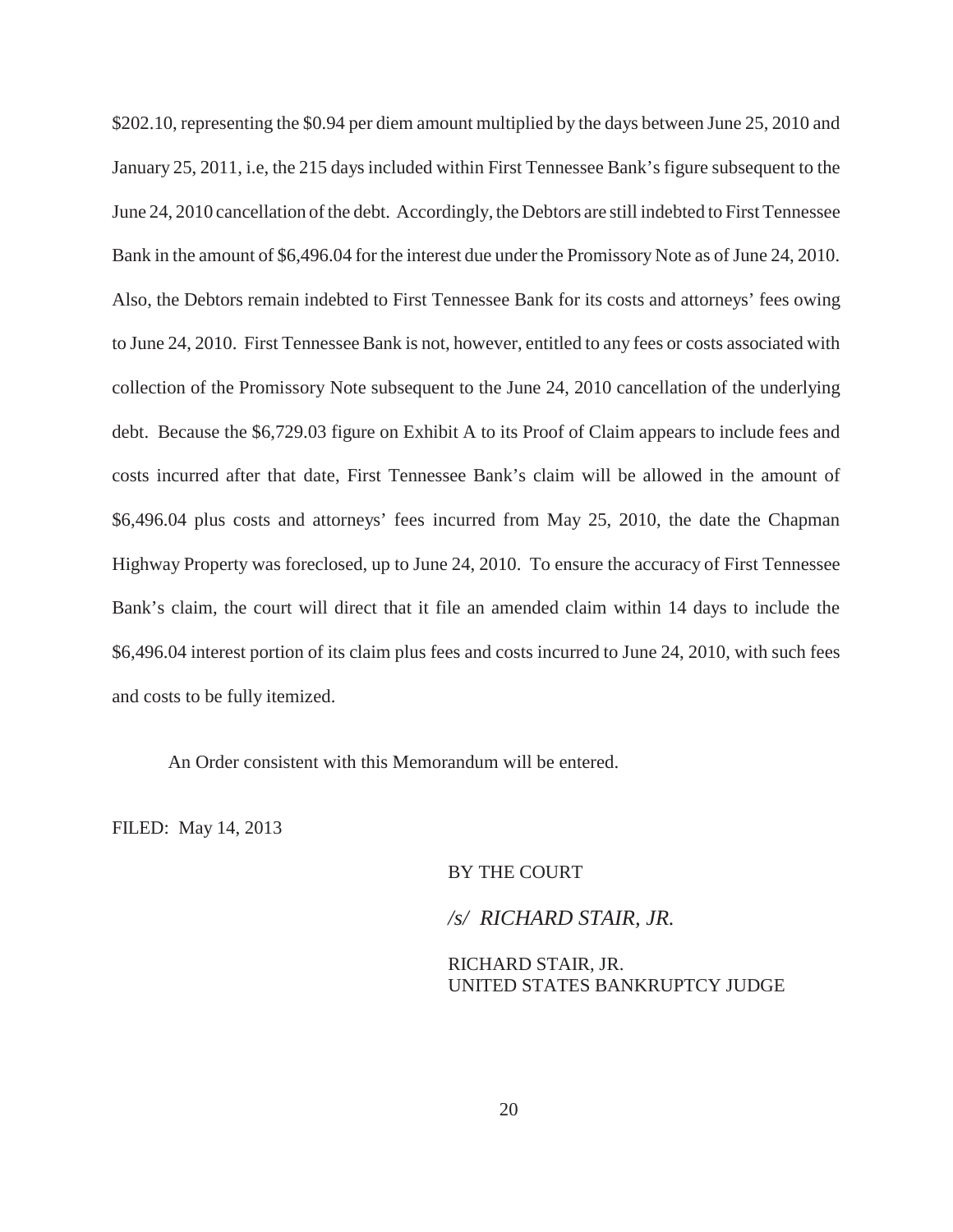$202.10, representing the $0.94 per diem amount multiplied by the days between June 25, 2010 and January 25, 2011, i.e, the 215 days included within First Tennessee Bank's figure subsequent to the June 24, 2010 cancellation of the debt. Accordingly, the Debtors are still indebted to First Tennessee Bank in the amount of $6,496.04 for the interest due under the Promissory Note as of June 24, 2010. Also, the Debtors remain indebted to First Tennessee Bank for its costs and attorneys' fees owing to June 24, 2010. First Tennessee Bank is not, however, entitled to any fees or costs associated with collection of the Promissory Note subsequent to the June 24, 2010 cancellation of the underlying debt. Because the $6,729.03 figure on Exhibit A to its Proof of Claim appears to include fees and costs incurred after that date, First Tennessee Bank's claim will be allowed in the amount of $6,496.04 plus costs and attorneys' fees incurred from May 25, 2010, the date the Chapman Highway Property was foreclosed, up to June 24, 2010. To ensure the accuracy of First Tennessee Bank's claim, the court will direct that it file an amended claim within 14 days to include the $6,496.04 interest portion of its claim plus fees and costs incurred to June 24, 2010, with such fees and costs to be fully itemized.

An Order consistent with this Memorandum will be entered.

FILED: May 14, 2013

BY THE COURT

*/s/ RICHARD STAIR, JR.*

RICHARD STAIR, JR.
UNITED STATES BANKRUPTCY JUDGE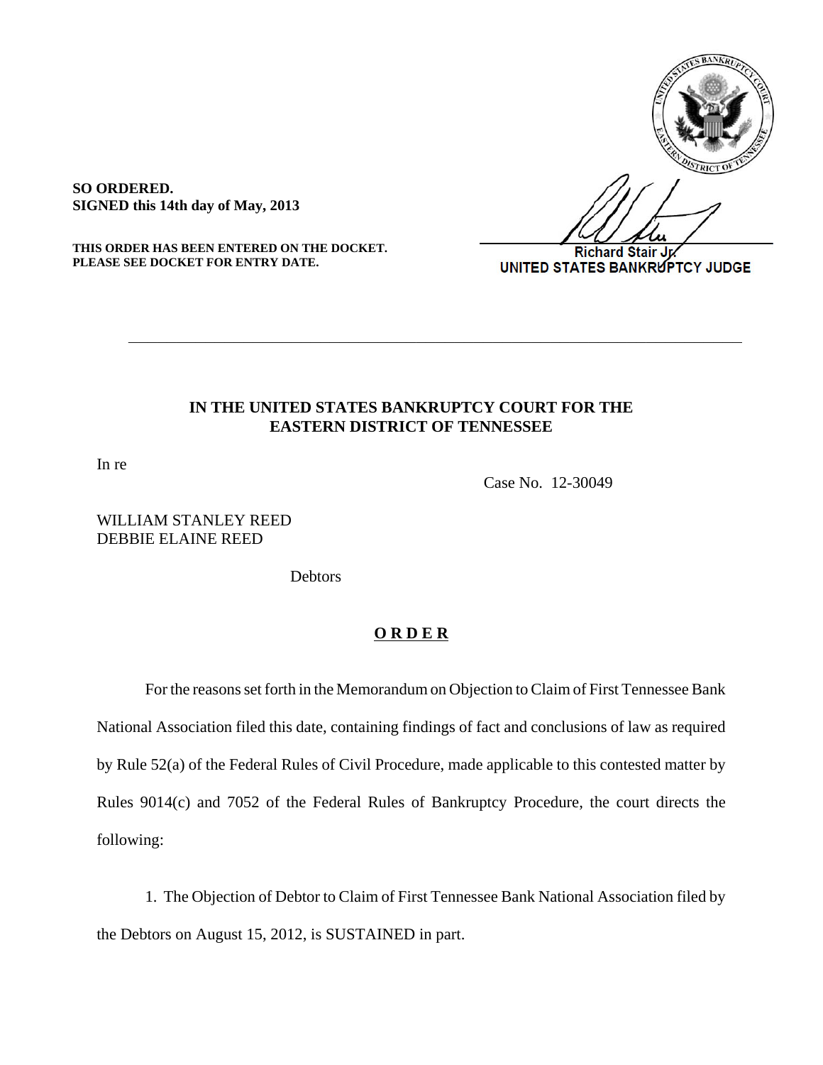**SO ORDERED.**
**SIGNED this 14th day of May, 2013**

**THIS ORDER HAS BEEN ENTERED ON THE DOCKET.**
**PLEASE SEE DOCKET FOR ENTRY DATE.**

Richard Stair Jr.
UNITED STATES BANKRUPTCY JUDGE

---

**IN THE UNITED STATES BANKRUPTCY COURT FOR THE EASTERN DISTRICT OF TENNESSEE**

In re

Case No. 12-30049

WILLIAM STANLEY REED
DEBBIE ELAINE REED

Debtors

**O R D E R**

For the reasons set forth in the Memorandum on Objection to Claim of First Tennessee Bank National Association filed this date, containing findings of fact and conclusions of law as required by Rule 52(a) of the Federal Rules of Civil Procedure, made applicable to this contested matter by Rules 9014(c) and 7052 of the Federal Rules of Bankruptcy Procedure, the court directs the following:

1. The Objection of Debtor to Claim of First Tennessee Bank National Association filed by the Debtors on August 15, 2012, is SUSTAINED in part.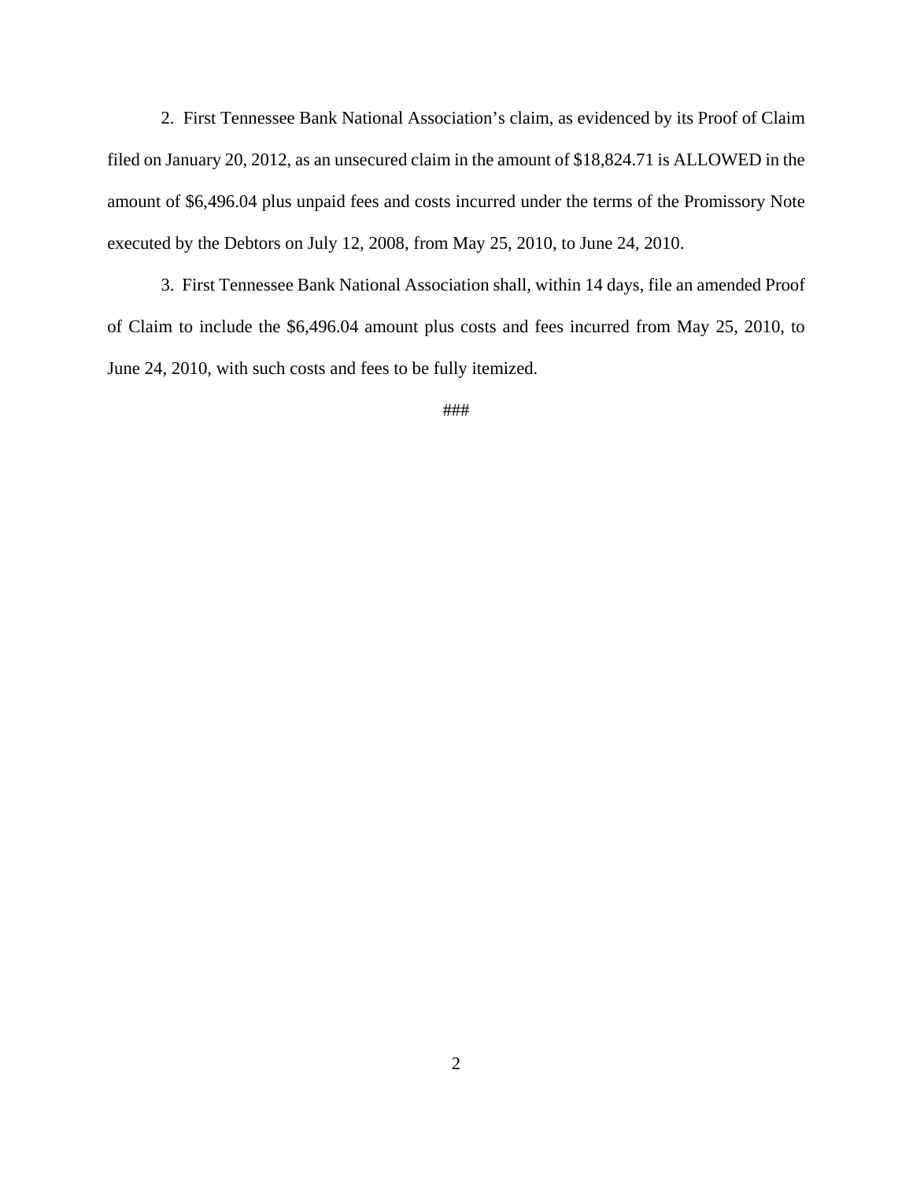2. First Tennessee Bank National Association's claim, as evidenced by its Proof of Claim filed on January 20, 2012, as an unsecured claim in the amount of $18,824.71 is ALLOWED in the amount of $6,496.04 plus unpaid fees and costs incurred under the terms of the Promissory Note executed by the Debtors on July 12, 2008, from May 25, 2010, to June 24, 2010.

3. First Tennessee Bank National Association shall, within 14 days, file an amended Proof of Claim to include the $6,496.04 amount plus costs and fees incurred from May 25, 2010, to June 24, 2010, with such costs and fees to be fully itemized.

###